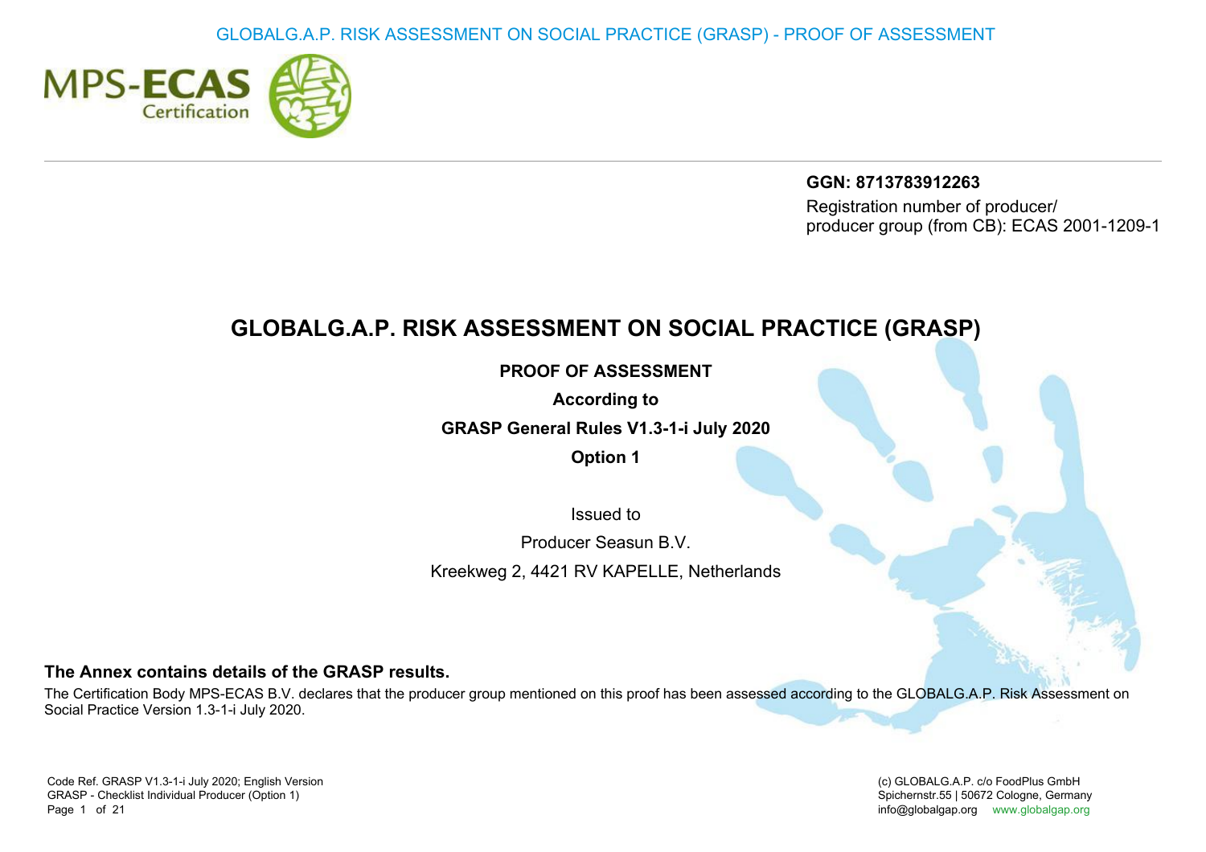**GGN: 8713783912263**

Registration number of producer/ producer group (from CB): ECAS 2001-1209-1

# GLOBALG.A.P. RISK ASSESSMENT ON SOCIAL PRACTICE (GRASP)

**PROOF OF ASSESSMENT**

**According to**

**GRASP General Rules V1.3-1-i July 2020**

**Option 1**

Issued to

Producer Seasun B.V.

Kreekweg 2, 4421 RV KAPELLE, Netherlands

**The Annex contains details of the GRASP results.**

The Certification Body MPS-ECAS B.V. declares that the producer group mentioned on this proof has been assessed according to the GLOBALG.A.P. Risk Assessment on Social Practice Version 1.3-1-i July 2020.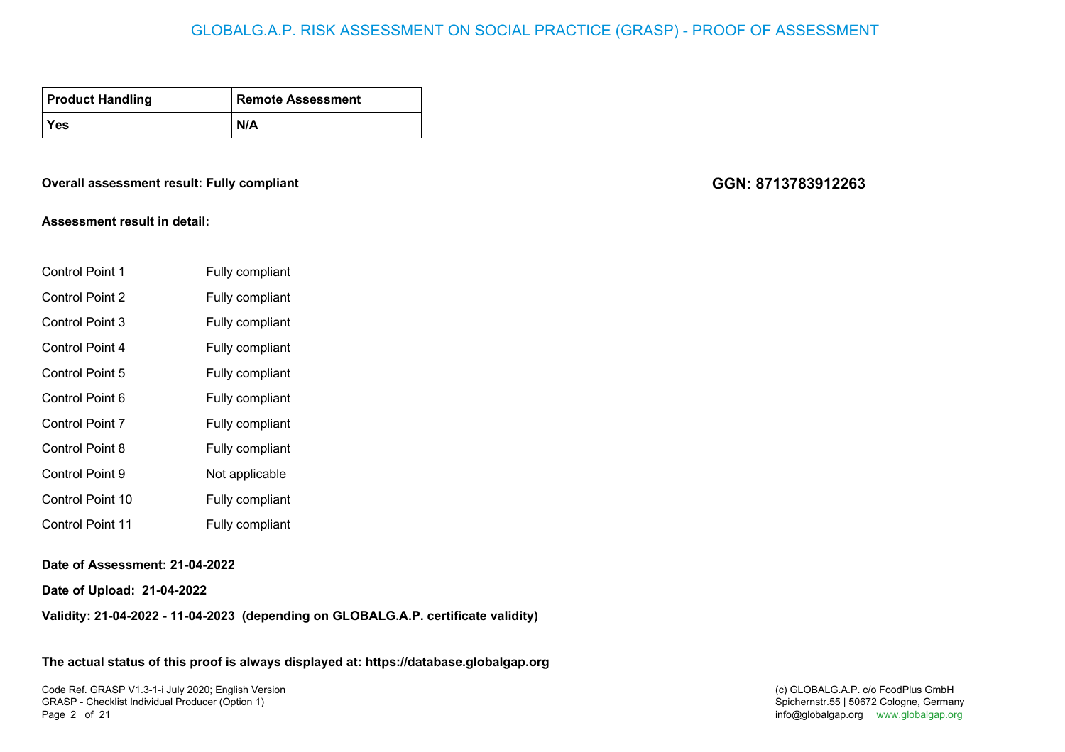# GLOBALG.A.P. RISK ASSESSMENT ON SOCIAL PRACTICE (GRASP) - PROOF OF ASSESSMENT

| Product Handling | Remote Assessment |
|---|---|
| Yes | N/A |

**Overall assessment result: Fully compliant**

**GGN: 8713783912263**

**Assessment result in detail:**

| | |
|---|---|
| Control Point 1 | Fully compliant |
| Control Point 2 | Fully compliant |
| Control Point 3 | Fully compliant |
| Control Point 4 | Fully compliant |
| Control Point 5 | Fully compliant |
| Control Point 6 | Fully compliant |
| Control Point 7 | Fully compliant |
| Control Point 8 | Fully compliant |
| Control Point 9 | Not applicable |
| Control Point 10 | Fully compliant |
| Control Point 11 | Fully compliant |

**Date of Assessment: 21-04-2022**

**Date of Upload: 21-04-2022**

**Validity: 21-04-2022 - 11-04-2023 (depending on GLOBALG.A.P. certificate validity)**

**The actual status of this proof is always displayed at: https://database.globalgap.org**

Code Ref. GRASP V1.3-1-i July 2020; English Version
GRASP - Checklist Individual Producer (Option 1)

(c) GLOBALG.A.P. c/o FoodPlus GmbH
Spichernstr.55 | 50672 Cologne, Germany
info@globalgap.org www.globalgap.org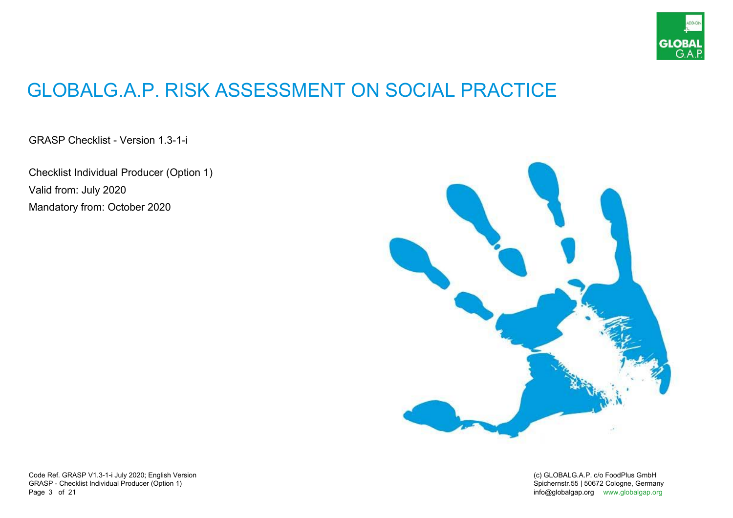# GLOBALG.A.P. RISK ASSESSMENT ON SOCIAL PRACTICE

GRASP Checklist - Version 1.3-1-i

Checklist Individual Producer (Option 1)

Valid from: July 2020

Mandatory from: October 2020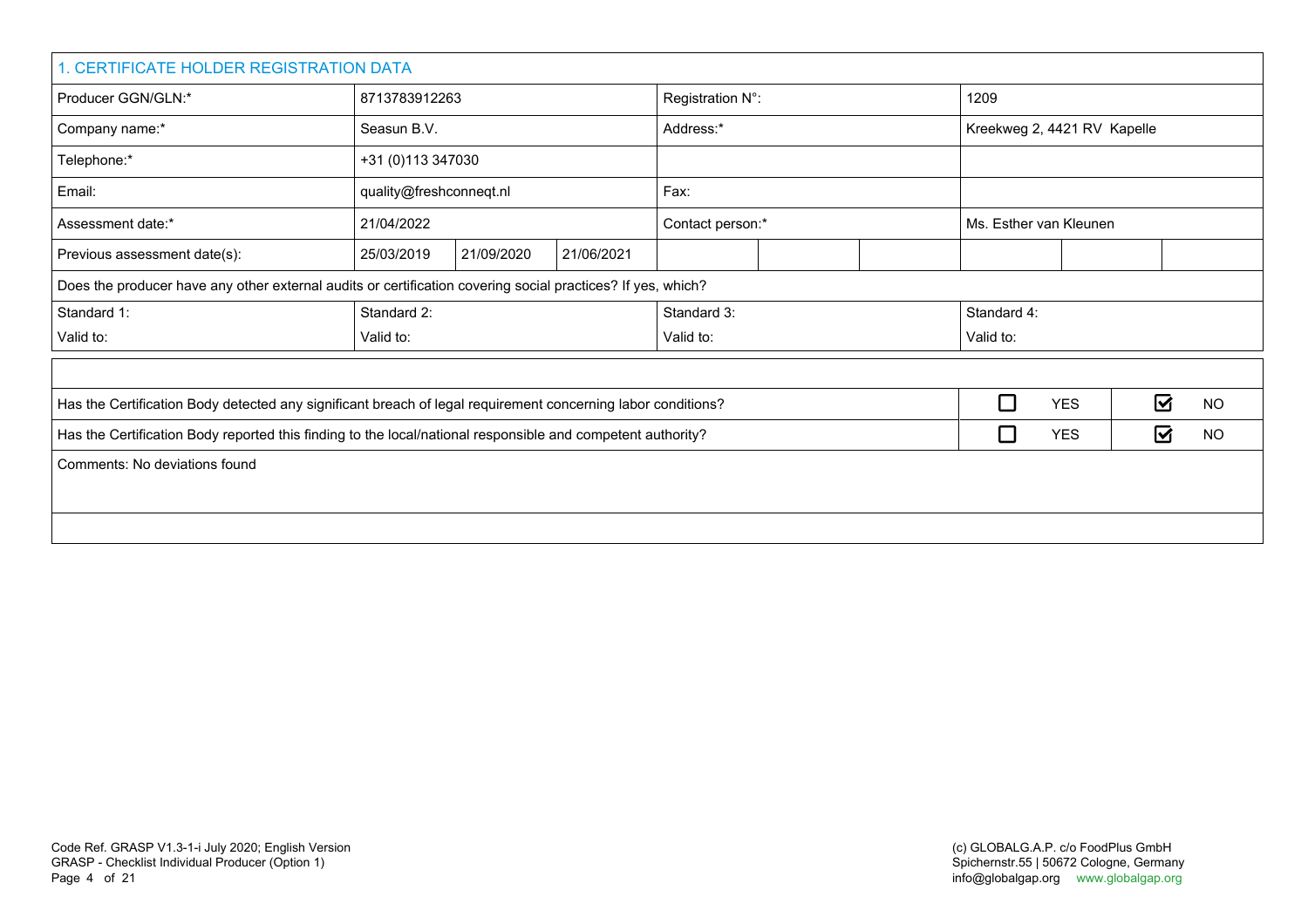## 1. CERTIFICATE HOLDER REGISTRATION DATA

| | | | | | | | | | |
|---|---|---|---|---|---|---|---|---|---|
| Producer GGN/GLN:* | 8713783912263 | | | Registration N°: | | | 1209 | | |
| Company name:* | Seasun B.V. | | | Address:* | | | Kreekweg 2, 4421 RV Kapelle | | |
| Telephone:* | +31 (0)113 347030 | | | | | | | | |
| Email: | quality@freshconneqt.nl | | | Fax: | | | | | |
| Assessment date:* | 21/04/2022 | | | Contact person:* | | | Ms. Esther van Kleunen | | |
| Previous assessment date(s): | 25/03/2019 | 21/09/2020 | 21/06/2021 | | | | | | |

Does the producer have any other external audits or certification covering social practices? If yes, which?

| | | | |
|---|---|---|---|
| Standard 1:<br>Valid to: | Standard 2:<br>Valid to: | Standard 3:<br>Valid to: | Standard 4:<br>Valid to: |

| Question | YES | NO |
|---|---|---|
| Has the Certification Body detected any significant breach of legal requirement concerning labor conditions? | ☐ | ☑ |
| Has the Certification Body reported this finding to the local/national responsible and competent authority? | ☐ | ☑ |

Comments: No deviations found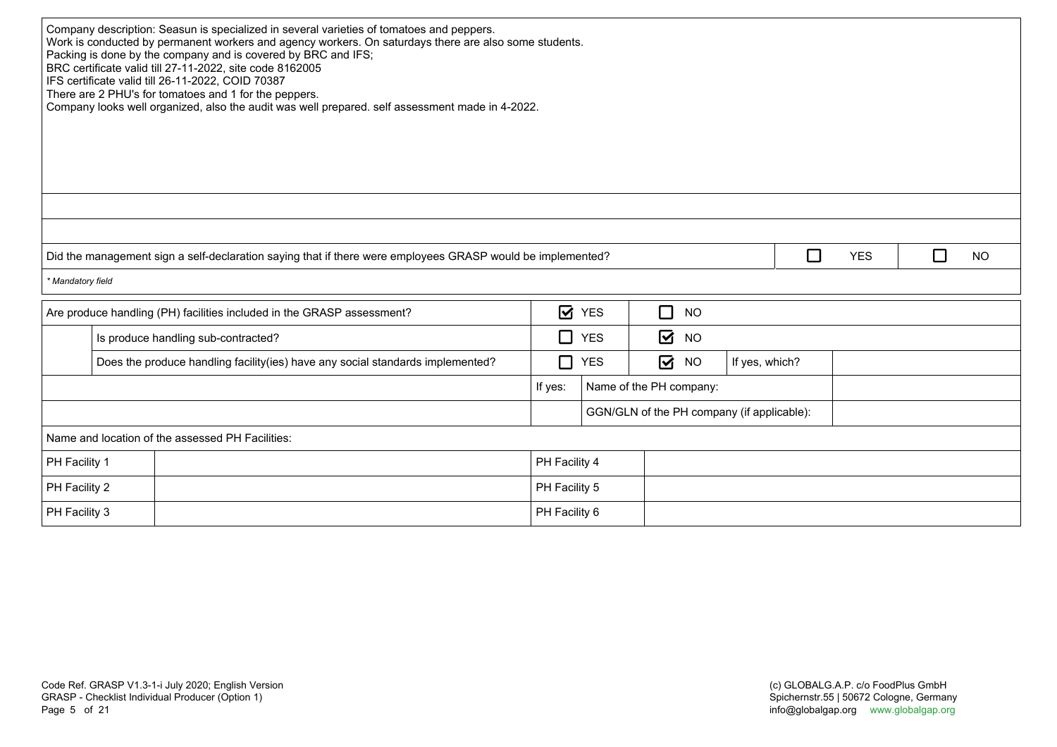| Company description: Seasun is specialized in several varieties of tomatoes and peppers.<br>Work is conducted by permanent workers and agency workers. On saturdays there are also some students.<br>Packing is done by the company and is covered by BRC and IFS;<br>BRC certificate valid till 27-11-2022, site code 8162005<br>IFS certificate valid till 26-11-2022, COID 70387<br>There are 2 PHU's for tomatoes and 1 for the peppers.<br>Company looks well organized, also the audit was well prepared. self assessment made in 4-2022. | | |
|---|---|---|
| | | |
| | | |
| Did the management sign a self-declaration saying that if there were employees GRASP would be implemented? | ☐ YES | ☐ NO |
| *\* Mandatory field* | | |

| Are produce handling (PH) facilities included in the GRASP assessment? | | ☑ YES | ☐ NO | | |
|---|---|---|---|---|---|
| | Is produce handling sub-contracted? | ☐ YES | ☑ NO | | |
| | Does the produce handling facility(ies) have any social standards implemented? | ☐ YES | ☑ NO | If yes, which? | |
| | | If yes: | Name of the PH company: | | |
| | | | GGN/GLN of the PH company (if applicable): | | |

| Name and location of the assessed PH Facilities: | | | |
|---|---|---|---|
| PH Facility 1 | | PH Facility 4 | |
| PH Facility 2 | | PH Facility 5 | |
| PH Facility 3 | | PH Facility 6 | |

Code Ref. GRASP V1.3-1-i July 2020; English Version
GRASP - Checklist Individual Producer (Option 1)

(c) GLOBALG.A.P. c/o FoodPlus GmbH
Spichernstr.55 | 50672 Cologne, Germany
info@globalgap.org www.globalgap.org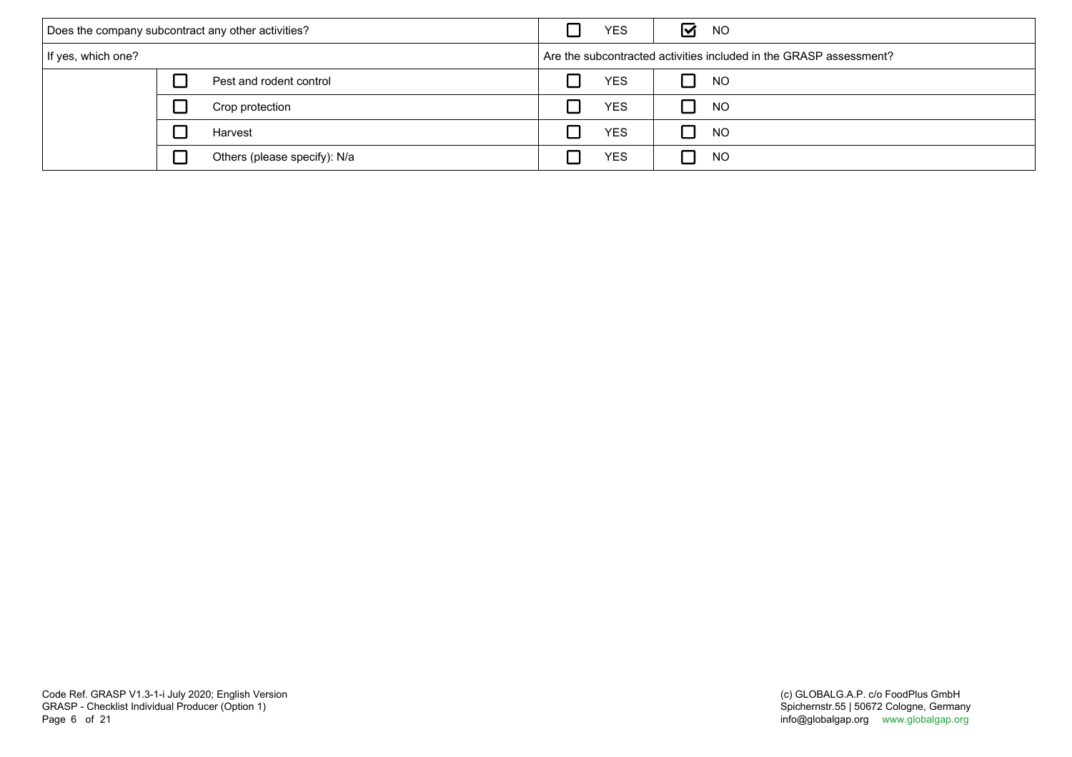| Does the company subcontract any other activities? | | ☐ YES | ☑ NO |
|---|---|---|---|
| If yes, which one? | | Are the subcontracted activities included in the GRASP assessment? | |
| | ☐ Pest and rodent control | ☐ YES | ☐ NO |
| | ☐ Crop protection | ☐ YES | ☐ NO |
| | ☐ Harvest | ☐ YES | ☐ NO |
| | ☐ Others (please specify): N/a | ☐ YES | ☐ NO |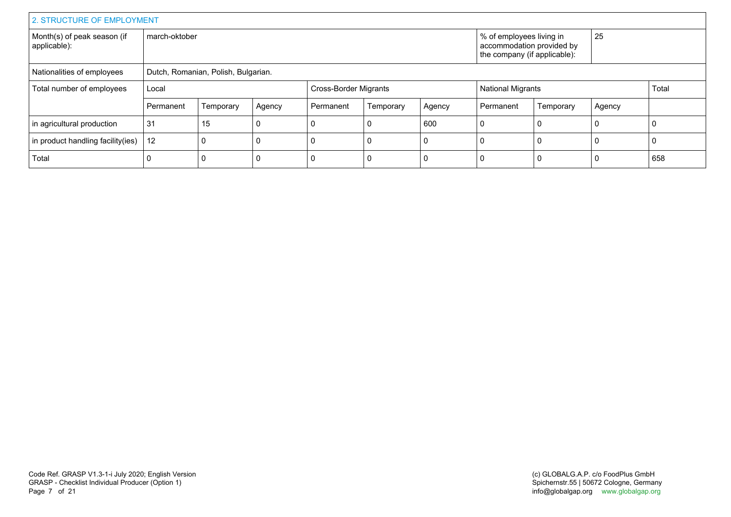## 2. STRUCTURE OF EMPLOYMENT

| Month(s) of peak season (if applicable): | march-oktober | % of employees living in accommodation provided by the company (if applicable): | 25 |
|---|---|---|---|
| Nationalities of employees | Dutch, Romanian, Polish, Bulgarian. | | |

| Total number of employees | Local | | | Cross-Border Migrants | | | National Migrants | | | Total |
|---|---|---|---|---|---|---|---|---|---|---|
| | Permanent | Temporary | Agency | Permanent | Temporary | Agency | Permanent | Temporary | Agency | |
| in agricultural production | 31 | 15 | 0 | 0 | 0 | 600 | 0 | 0 | 0 | 0 |
| in product handling facility(ies) | 12 | 0 | 0 | 0 | 0 | 0 | 0 | 0 | 0 | 0 |
| Total | 0 | 0 | 0 | 0 | 0 | 0 | 0 | 0 | 0 | 658 |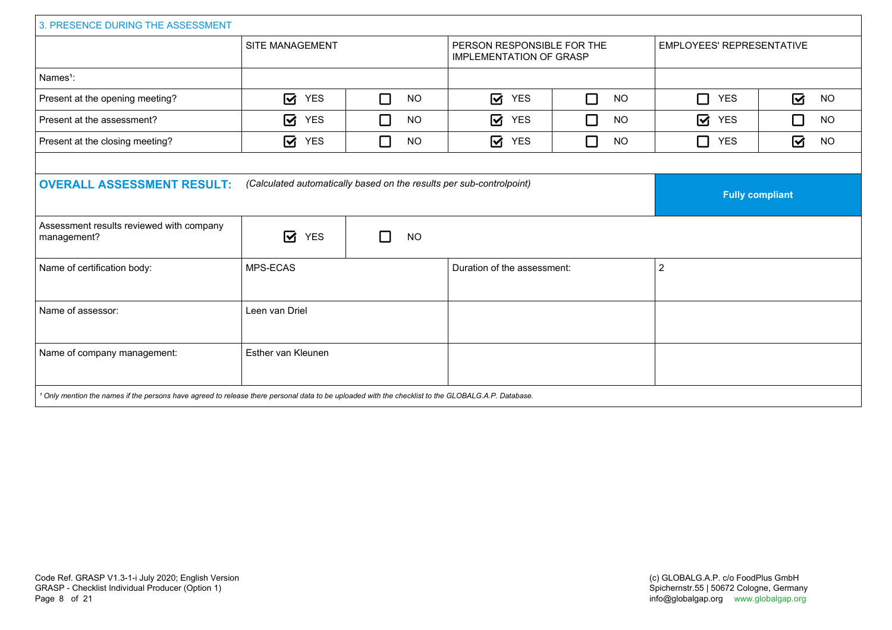## 3. PRESENCE DURING THE ASSESSMENT

| | SITE MANAGEMENT | | PERSON RESPONSIBLE FOR THE IMPLEMENTATION OF GRASP | | EMPLOYEES' REPRESENTATIVE | |
|---|---|---|---|---|---|---|
| Names[1]: | | | | | | |
| Present at the opening meeting? | ☑ YES | ☐ NO | ☑ YES | ☐ NO | ☐ YES | ☑ NO |
| Present at the assessment? | ☑ YES | ☐ NO | ☑ YES | ☐ NO | ☑ YES | ☐ NO |
| Present at the closing meeting? | ☑ YES | ☐ NO | ☑ YES | ☐ NO | ☐ YES | ☑ NO |

| | | | | |
|---|---|---|---|---|
| **OVERALL ASSESSMENT RESULT:** | *(Calculated automatically based on the results per sub-controlpoint)* | | | **Fully compliant** |
| Assessment results reviewed with company management? | ☑ YES | ☐ NO | | |
| Name of certification body: | MPS-ECAS | | Duration of the assessment: | 2 |
| Name of assessor: | Leen van Driel | | | |
| Name of company management: | Esther van Kleunen | | | |

*[1] Only mention the names if the persons have agreed to release there personal data to be uploaded with the checklist to the GLOBALG.A.P. Database.*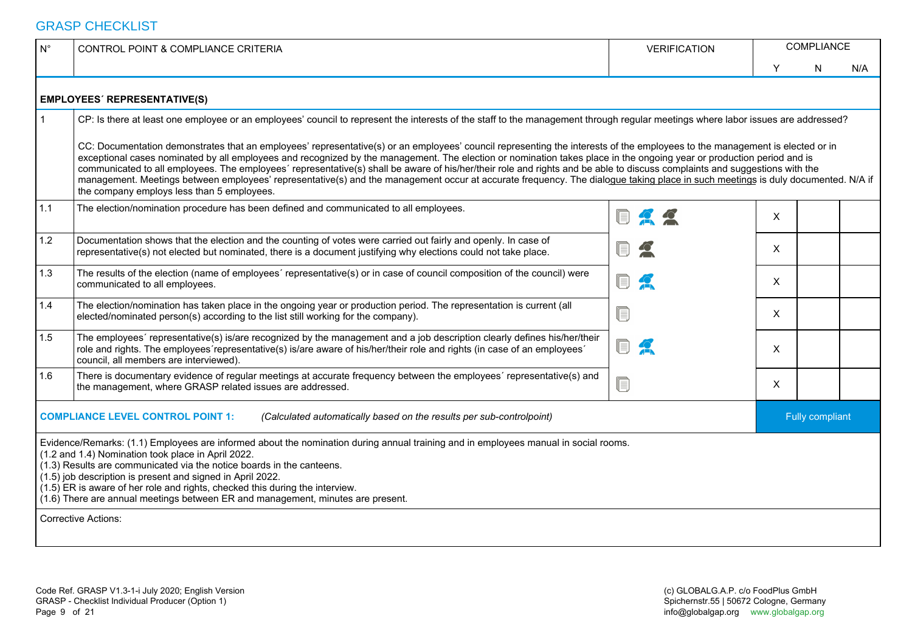## GRASP CHECKLIST

| N° | CONTROL POINT & COMPLIANCE CRITERIA | VERIFICATION | COMPLIANCE | | |
|---|---|---|---|---|---|
| | | | Y | N | N/A |
| | **EMPLOYEES´ REPRESENTATIVE(S)** | | | | |
| 1 | CP: Is there at least one employee or an employees' council to represent the interests of the staff to the management through regular meetings where labor issues are addressed? <br><br> CC: Documentation demonstrates that an employees' representative(s) or an employees' council representing the interests of the employees to the management is elected or in exceptional cases nominated by all employees and recognized by the management. The election or nomination takes place in the ongoing year or production period and is communicated to all employees. The employees´ representative(s) shall be aware of his/her/their role and rights and be able to discuss complaints and suggestions with the management. Meetings between employees' representative(s) and the management occur at accurate frequency. The dialogue taking place in such meetings is duly documented. N/A if the company employs less than 5 employees. | | | | |
| 1.1 | The election/nomination procedure has been defined and communicated to all employees. | | X | | |
| 1.2 | Documentation shows that the election and the counting of votes were carried out fairly and openly. In case of representative(s) not elected but nominated, there is a document justifying why elections could not take place. | | X | | |
| 1.3 | The results of the election (name of employees´ representative(s) or in case of council composition of the council) were communicated to all employees. | | X | | |
| 1.4 | The election/nomination has taken place in the ongoing year or production period. The representation is current (all elected/nominated person(s) according to the list still working for the company). | | X | | |
| 1.5 | The employees´ representative(s) is/are recognized by the management and a job description clearly defines his/her/their role and rights. The employees´representative(s) is/are aware of his/her/their role and rights (in case of an employees´ council, all members are interviewed). | | X | | |
| 1.6 | There is documentary evidence of regular meetings at accurate frequency between the employees´ representative(s) and the management, where GRASP related issues are addressed. | | X | | |
| | **COMPLIANCE LEVEL CONTROL POINT 1:** *(Calculated automatically based on the results per sub-controlpoint)* | | Fully compliant | | |

Evidence/Remarks: (1.1) Employees are informed about the nomination during annual training and in employees manual in social rooms.
(1.2 and 1.4) Nomination took place in April 2022.
(1.3) Results are communicated via the notice boards in the canteens.
(1.5) job description is present and signed in April 2022.
(1.5) ER is aware of her role and rights, checked this during the interview.
(1.6) There are annual meetings between ER and management, minutes are present.

Corrective Actions:

Code Ref. GRASP V1.3-1-i July 2020; English Version
GRASP - Checklist Individual Producer (Option 1)

(c) GLOBALG.A.P. c/o FoodPlus GmbH
Spichernstr.55 | 50672 Cologne, Germany
info@globalgap.org www.globalgap.org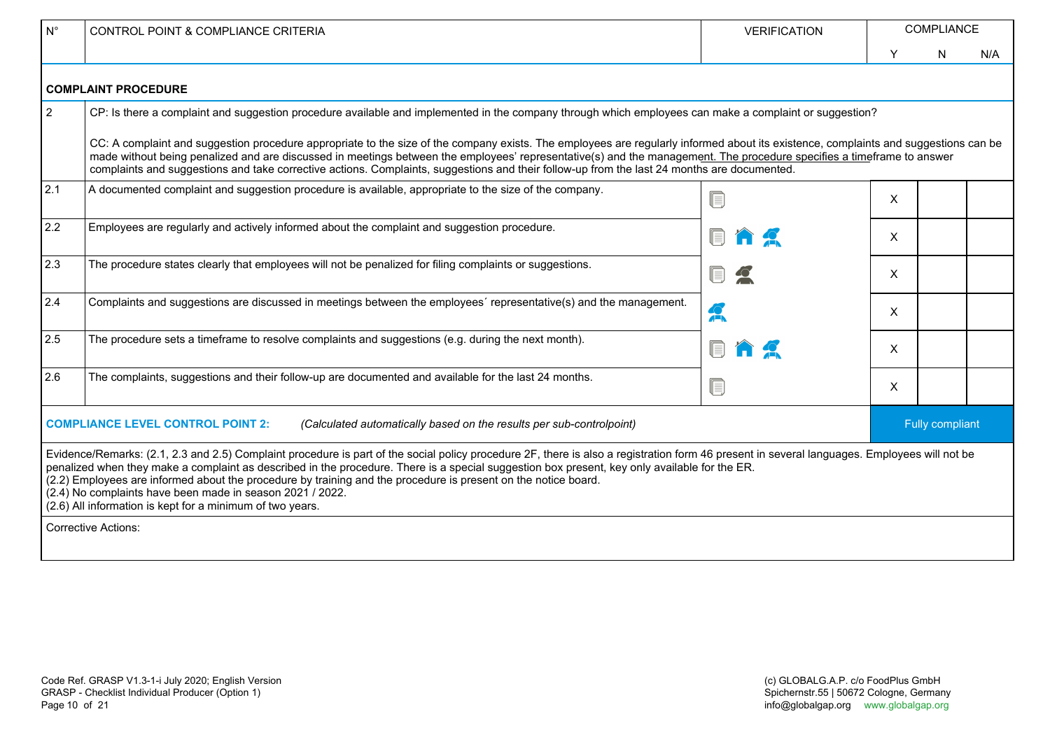| N° | CONTROL POINT & COMPLIANCE CRITERIA | VERIFICATION | COMPLIANCE | | |
|---|---|---|---|---|---|
| | | | Y | N | N/A |
| **COMPLAINT PROCEDURE** | | | | | |
| 2 | CP: Is there a complaint and suggestion procedure available and implemented in the company through which employees can make a complaint or suggestion?<br><br>CC: A complaint and suggestion procedure appropriate to the size of the company exists. The employees are regularly informed about its existence, complaints and suggestions can be made without being penalized and are discussed in meetings between the employees' representative(s) and the management. The procedure specifies a timeframe to answer complaints and suggestions and take corrective actions. Complaints, suggestions and their follow-up from the last 24 months are documented. | | | | |
| 2.1 | A documented complaint and suggestion procedure is available, appropriate to the size of the company. | | X | | |
| 2.2 | Employees are regularly and actively informed about the complaint and suggestion procedure. | | X | | |
| 2.3 | The procedure states clearly that employees will not be penalized for filing complaints or suggestions. | | X | | |
| 2.4 | Complaints and suggestions are discussed in meetings between the employees´ representative(s) and the management. | | X | | |
| 2.5 | The procedure sets a timeframe to resolve complaints and suggestions (e.g. during the next month). | | X | | |
| 2.6 | The complaints, suggestions and their follow-up are documented and available for the last 24 months. | | X | | |
| **COMPLIANCE LEVEL CONTROL POINT 2:** | *(Calculated automatically based on the results per sub-controlpoint)* | | Fully compliant | | |

Evidence/Remarks: (2.1, 2.3 and 2.5) Complaint procedure is part of the social policy procedure 2F, there is also a registration form 46 present in several languages. Employees will not be penalized when they make a complaint as described in the procedure. There is a special suggestion box present, key only available for the ER.
(2.2) Employees are informed about the procedure by training and the procedure is present on the notice board.
(2.4) No complaints have been made in season 2021 / 2022.
(2.6) All information is kept for a minimum of two years.

Corrective Actions:

Code Ref. GRASP V1.3-1-i July 2020; English Version
GRASP - Checklist Individual Producer (Option 1)

(c) GLOBALG.A.P. c/o FoodPlus GmbH
Spichernstr.55 | 50672 Cologne, Germany
info@globalgap.org www.globalgap.org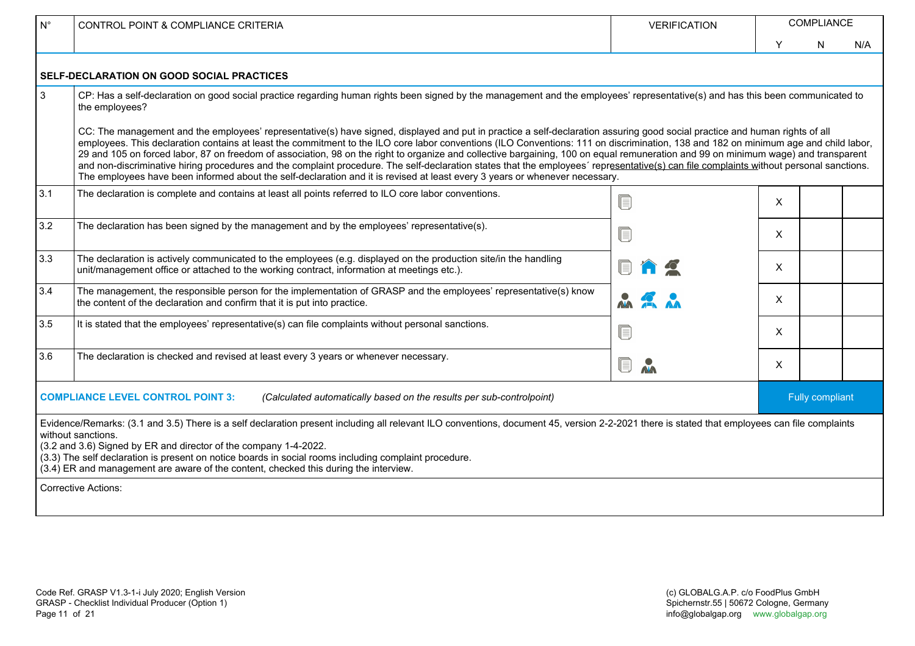| N° | CONTROL POINT & COMPLIANCE CRITERIA | VERIFICATION | COMPLIANCE | | |
|---|---|---|---|---|---|
| | | | Y | N | N/A |

**SELF-DECLARATION ON GOOD SOCIAL PRACTICES**

| N° | CONTROL POINT & COMPLIANCE CRITERIA | VERIFICATION | Y | N | N/A |
|---|---|---|---|---|---|
| 3 | CP: Has a self-declaration on good social practice regarding human rights been signed by the management and the employees' representative(s) and has this been communicated to the employees?<br><br>CC: The management and the employees' representative(s) have signed, displayed and put in practice a self-declaration assuring good social practice and human rights of all employees. This declaration contains at least the commitment to the ILO core labor conventions (ILO Conventions: 111 on discrimination, 138 and 182 on minimum age and child labor, 29 and 105 on forced labor, 87 on freedom of association, 98 on the right to organize and collective bargaining, 100 on equal remuneration and 99 on minimum wage) and transparent and non-discriminative hiring procedures and the complaint procedure. The self-declaration states that the employees´ representative(s) can file complaints without personal sanctions. The employees have been informed about the self-declaration and it is revised at least every 3 years or whenever necessary. | | | | |
| 3.1 | The declaration is complete and contains at least all points referred to ILO core labor conventions. | | X | | |
| 3.2 | The declaration has been signed by the management and by the employees' representative(s). | | X | | |
| 3.3 | The declaration is actively communicated to the employees (e.g. displayed on the production site/in the handling unit/management office or attached to the working contract, information at meetings etc.). | | X | | |
| 3.4 | The management, the responsible person for the implementation of GRASP and the employees' representative(s) know the content of the declaration and confirm that it is put into practice. | | X | | |
| 3.5 | It is stated that the employees' representative(s) can file complaints without personal sanctions. | | X | | |
| 3.6 | The declaration is checked and revised at least every 3 years or whenever necessary. | | X | | |

**COMPLIANCE LEVEL CONTROL POINT 3:** *(Calculated automatically based on the results per sub-controlpoint)* — Fully compliant

Evidence/Remarks: (3.1 and 3.5) There is a self declaration present including all relevant ILO conventions, document 45, version 2-2-2021 there is stated that employees can file complaints without sanctions.
(3.2 and 3.6) Signed by ER and director of the company 1-4-2022.
(3.3) The self declaration is present on notice boards in social rooms including complaint procedure.
(3.4) ER and management are aware of the content, checked this during the interview.

Corrective Actions: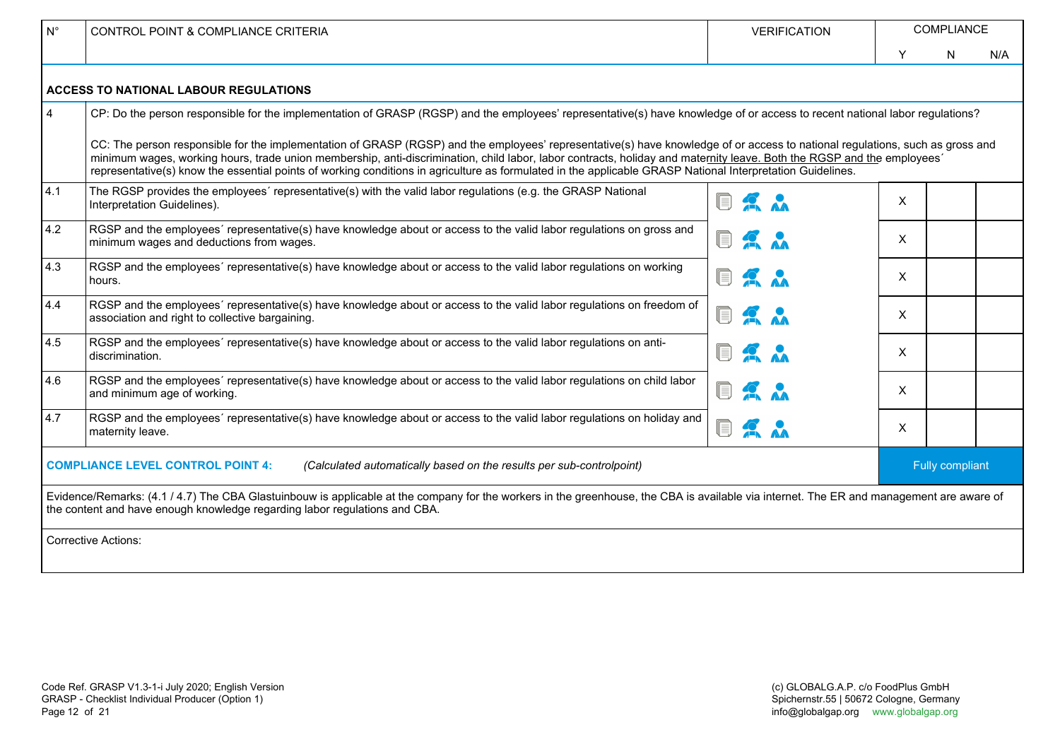| N° | CONTROL POINT & COMPLIANCE CRITERIA | VERIFICATION | COMPLIANCE | | |
|---|---|---|---|---|---|
| | | | Y | N | N/A |
| | **ACCESS TO NATIONAL LABOUR REGULATIONS** | | | | |
| 4 | CP: Do the person responsible for the implementation of GRASP (RGSP) and the employees' representative(s) have knowledge of or access to recent national labor regulations?<br><br>CC: The person responsible for the implementation of GRASP (RGSP) and the employees' representative(s) have knowledge of or access to national regulations, such as gross and minimum wages, working hours, trade union membership, anti-discrimination, child labor, labor contracts, holiday and maternity leave. Both the RGSP and the employees´ representative(s) know the essential points of working conditions in agriculture as formulated in the applicable GRASP National Interpretation Guidelines. | | | | |
| 4.1 | The RGSP provides the employees´ representative(s) with the valid labor regulations (e.g. the GRASP National Interpretation Guidelines). | | X | | |
| 4.2 | RGSP and the employees´ representative(s) have knowledge about or access to the valid labor regulations on gross and minimum wages and deductions from wages. | | X | | |
| 4.3 | RGSP and the employees´ representative(s) have knowledge about or access to the valid labor regulations on working hours. | | X | | |
| 4.4 | RGSP and the employees´ representative(s) have knowledge about or access to the valid labor regulations on freedom of association and right to collective bargaining. | | X | | |
| 4.5 | RGSP and the employees´ representative(s) have knowledge about or access to the valid labor regulations on anti-discrimination. | | X | | |
| 4.6 | RGSP and the employees´ representative(s) have knowledge about or access to the valid labor regulations on child labor and minimum age of working. | | X | | |
| 4.7 | RGSP and the employees´ representative(s) have knowledge about or access to the valid labor regulations on holiday and maternity leave. | | X | | |
| | **COMPLIANCE LEVEL CONTROL POINT 4:** *(Calculated automatically based on the results per sub-controlpoint)* | | Fully compliant | | |

Evidence/Remarks: (4.1 / 4.7) The CBA Glastuinbouw is applicable at the company for the workers in the greenhouse, the CBA is available via internet. The ER and management are aware of the content and have enough knowledge regarding labor regulations and CBA.

Corrective Actions: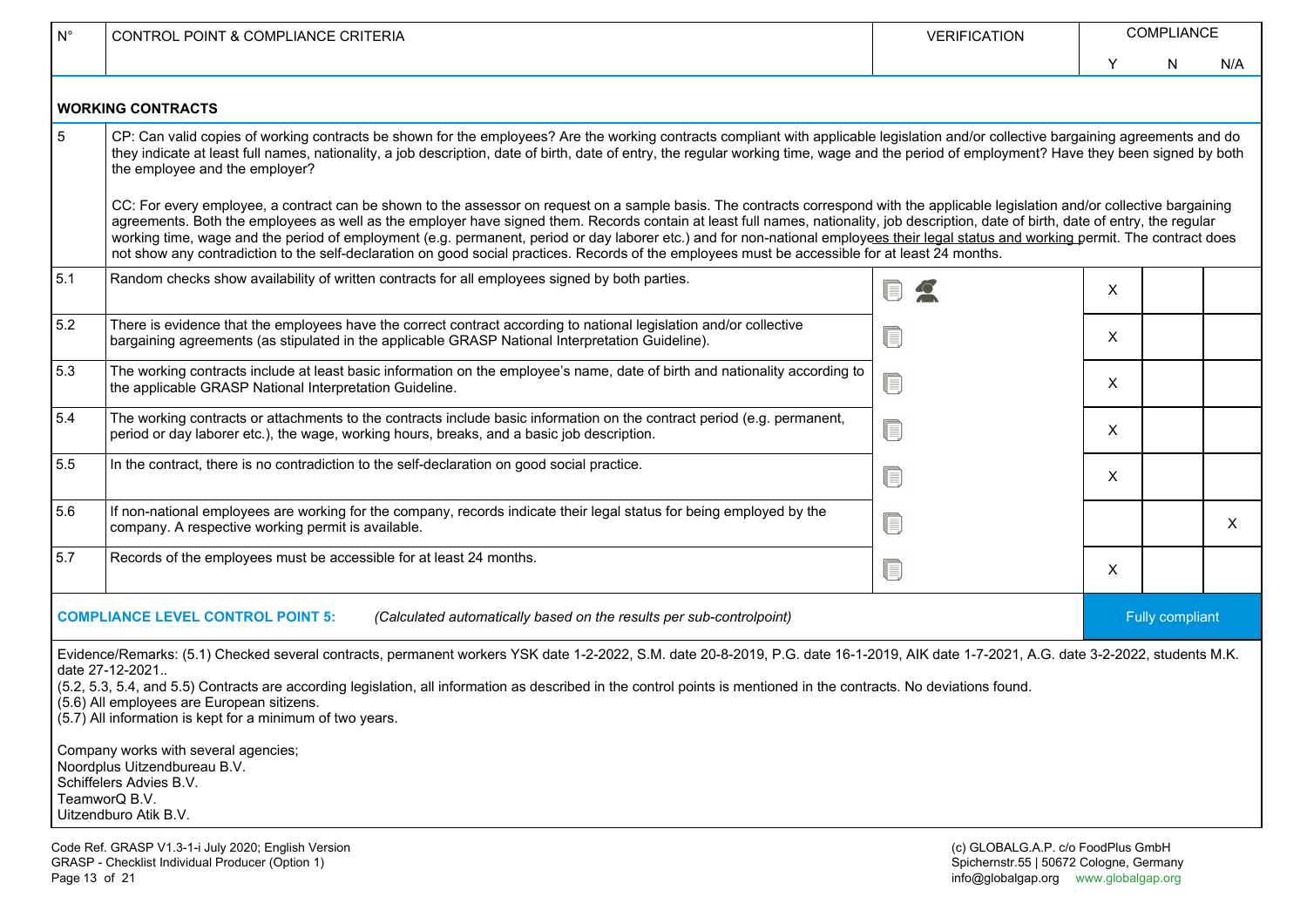| N° | CONTROL POINT & COMPLIANCE CRITERIA | VERIFICATION | COMPLIANCE | | |
|---|---|---|---|---|---|
| | | | Y | N | N/A |
| | **WORKING CONTRACTS** | | | | |
| 5 | CP: Can valid copies of working contracts be shown for the employees? Are the working contracts compliant with applicable legislation and/or collective bargaining agreements and do they indicate at least full names, nationality, a job description, date of birth, date of entry, the regular working time, wage and the period of employment? Have they been signed by both the employee and the employer?<br><br>CC: For every employee, a contract can be shown to the assessor on request on a sample basis. The contracts correspond with the applicable legislation and/or collective bargaining agreements. Both the employees as well as the employer have signed them. Records contain at least full names, nationality, job description, date of birth, date of entry, the regular working time, wage and the period of employment (e.g. permanent, period or day laborer etc.) and for non-national employees their legal status and working permit. The contract does not show any contradiction to the self-declaration on good social practices. Records of the employees must be accessible for at least 24 months. | | | | |
| 5.1 | Random checks show availability of written contracts for all employees signed by both parties. | | X | | |
| 5.2 | There is evidence that the employees have the correct contract according to national legislation and/or collective bargaining agreements (as stipulated in the applicable GRASP National Interpretation Guideline). | | X | | |
| 5.3 | The working contracts include at least basic information on the employee's name, date of birth and nationality according to the applicable GRASP National Interpretation Guideline. | | X | | |
| 5.4 | The working contracts or attachments to the contracts include basic information on the contract period (e.g. permanent, period or day laborer etc.), the wage, working hours, breaks, and a basic job description. | | X | | |
| 5.5 | In the contract, there is no contradiction to the self-declaration on good social practice. | | X | | |
| 5.6 | If non-national employees are working for the company, records indicate their legal status for being employed by the company. A respective working permit is available. | | | | X |
| 5.7 | Records of the employees must be accessible for at least 24 months. | | X | | |
| | **COMPLIANCE LEVEL CONTROL POINT 5:** *(Calculated automatically based on the results per sub-controlpoint)* | | Fully compliant | | |

Evidence/Remarks: (5.1) Checked several contracts, permanent workers YSK date 1-2-2022, S.M. date 20-8-2019, P.G. date 16-1-2019, AIK date 1-7-2021, A.G. date 3-2-2022, students M.K. date 27-12-2021..
(5.2, 5.3, 5.4, and 5.5) Contracts are according legislation, all information as described in the control points is mentioned in the contracts. No deviations found.
(5.6) All employees are European sitizens.
(5.7) All information is kept for a minimum of two years.

Company works with several agencies;
Noordplus Uitzendbureau B.V.
Schiffelers Advies B.V.
TeamworQ B.V.
Uitzendburo Atik B.V.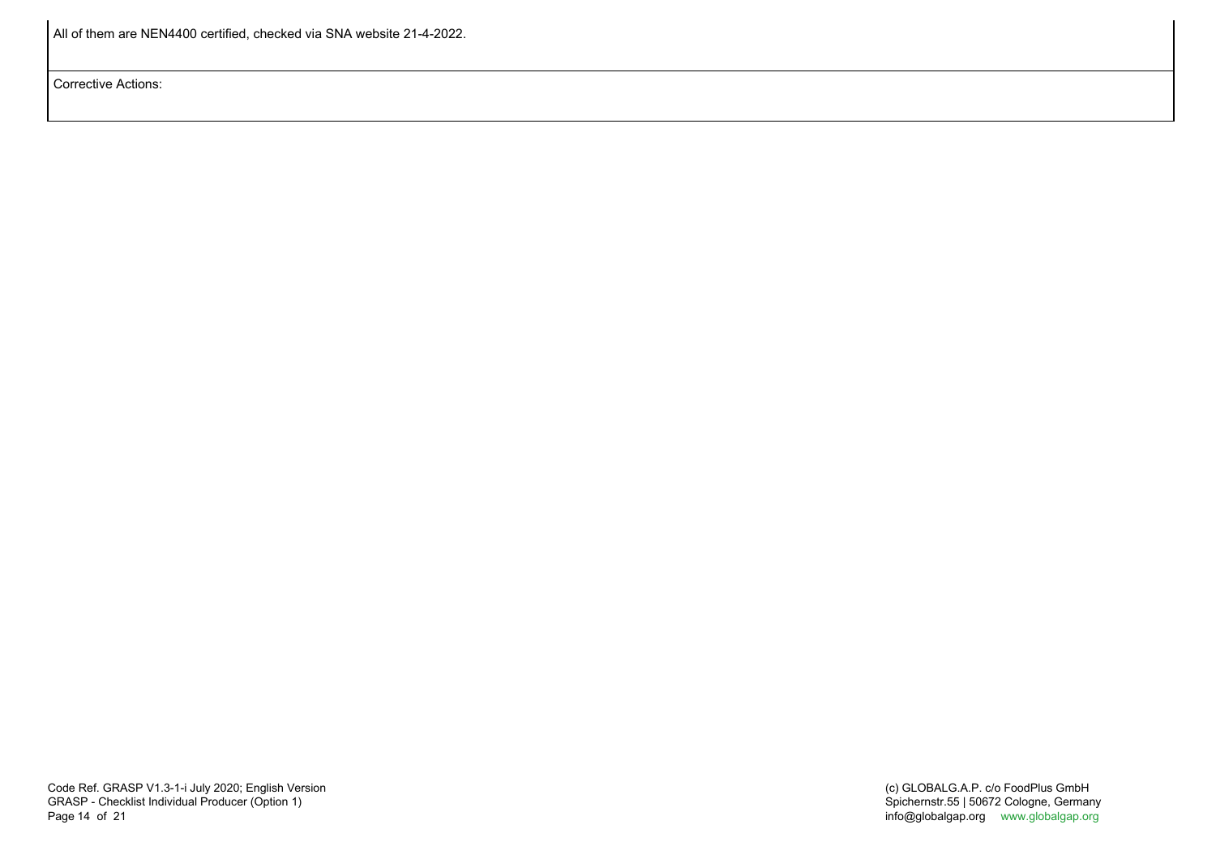| All of them are NEN4400 certified, checked via SNA website 21-4-2022. |
| --- |
| Corrective Actions: |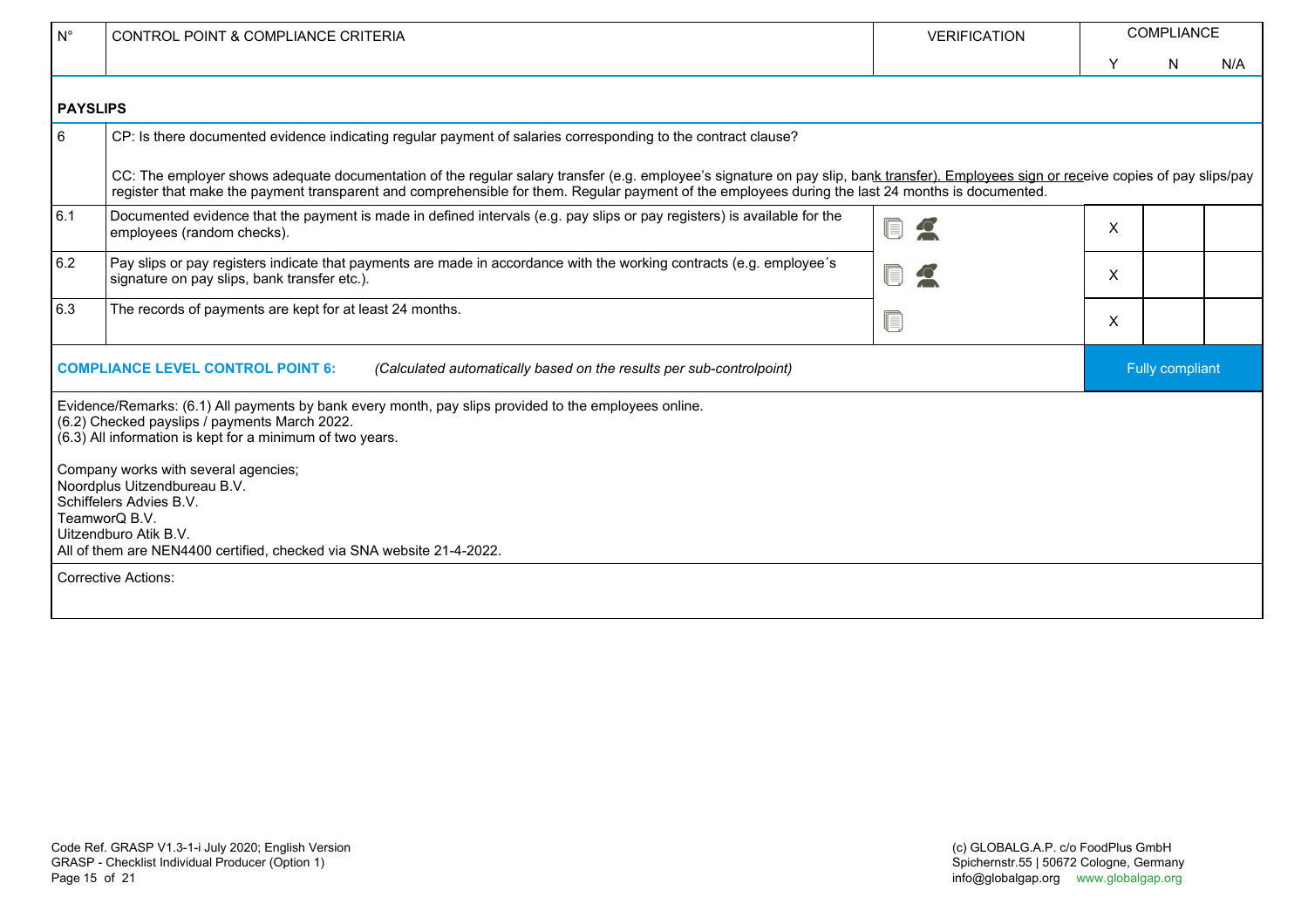| N° | CONTROL POINT & COMPLIANCE CRITERIA | VERIFICATION | COMPLIANCE | | |
|---|---|---|---|---|---|
| | | | Y | N | N/A |
| **PAYSLIPS** | | | | | |
| 6 | CP: Is there documented evidence indicating regular payment of salaries corresponding to the contract clause?<br><br>CC: The employer shows adequate documentation of the regular salary transfer (e.g. employee's signature on pay slip, bank transfer). Employees sign or receive copies of pay slips/pay register that make the payment transparent and comprehensible for them. Regular payment of the employees during the last 24 months is documented. | | | | |
| 6.1 | Documented evidence that the payment is made in defined intervals (e.g. pay slips or pay registers) is available for the employees (random checks). | | X | | |
| 6.2 | Pay slips or pay registers indicate that payments are made in accordance with the working contracts (e.g. employee´s signature on pay slips, bank transfer etc.). | | X | | |
| 6.3 | The records of payments are kept for at least 24 months. | | X | | |
| **COMPLIANCE LEVEL CONTROL POINT 6:** | *(Calculated automatically based on the results per sub-controlpoint)* | | Fully compliant | | |

Evidence/Remarks: (6.1) All payments by bank every month, pay slips provided to the employees online.
(6.2) Checked payslips / payments March 2022.
(6.3) All information is kept for a minimum of two years.

Company works with several agencies;
Noordplus Uitzendbureau B.V.
Schiffelers Advies B.V.
TeamworQ B.V.
Uitzendburo Atik B.V.
All of them are NEN4400 certified, checked via SNA website 21-4-2022.

Corrective Actions: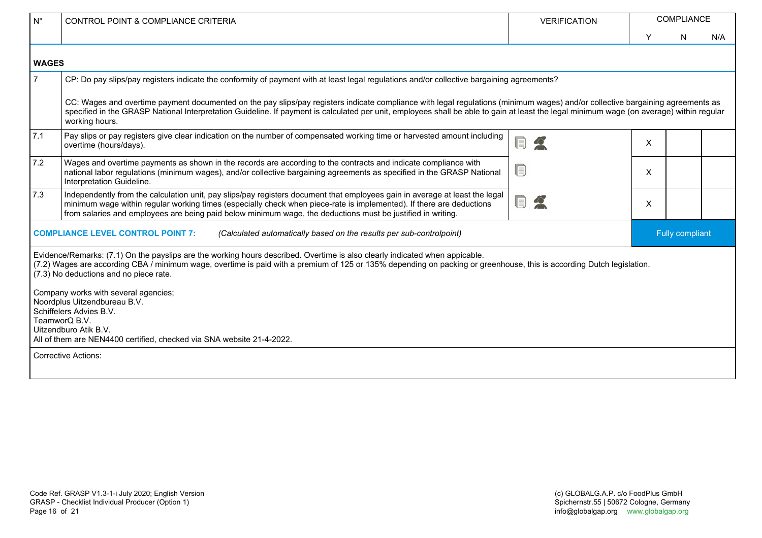| N° | CONTROL POINT & COMPLIANCE CRITERIA | VERIFICATION | COMPLIANCE | | |
|---|---|---|---|---|---|
| | | | Y | N | N/A |
| **WAGES** | | | | | |
| 7 | CP: Do pay slips/pay registers indicate the conformity of payment with at least legal regulations and/or collective bargaining agreements?<br><br>CC: Wages and overtime payment documented on the pay slips/pay registers indicate compliance with legal regulations (minimum wages) and/or collective bargaining agreements as specified in the GRASP National Interpretation Guideline. If payment is calculated per unit, employees shall be able to gain at least the legal minimum wage (on average) within regular working hours. | | | | |
| 7.1 | Pay slips or pay registers give clear indication on the number of compensated working time or harvested amount including overtime (hours/days). | | X | | |
| 7.2 | Wages and overtime payments as shown in the records are according to the contracts and indicate compliance with national labor regulations (minimum wages), and/or collective bargaining agreements as specified in the GRASP National Interpretation Guideline. | | X | | |
| 7.3 | Independently from the calculation unit, pay slips/pay registers document that employees gain in average at least the legal minimum wage within regular working times (especially check when piece-rate is implemented). If there are deductions from salaries and employees are being paid below minimum wage, the deductions must be justified in writing. | | X | | |
| | **COMPLIANCE LEVEL CONTROL POINT 7:** *(Calculated automatically based on the results per sub-controlpoint)* | | Fully compliant | | |

Evidence/Remarks: (7.1) On the payslips are the working hours described. Overtime is also clearly indicated when apicable.
(7.2) Wages are according CBA / minimum wage, overtime is paid with a premium of 125 or 135% depending on packing or greenhouse, this is according Dutch legislation.
(7.3) No deductions and no piece rate.

Company works with several agencies;
Noordplus Uitzendbureau B.V.
Schiffelers Advies B.V.
TeamworQ B.V.
Uitzendburo Atik B.V.
All of them are NEN4400 certified, checked via SNA website 21-4-2022.

Corrective Actions: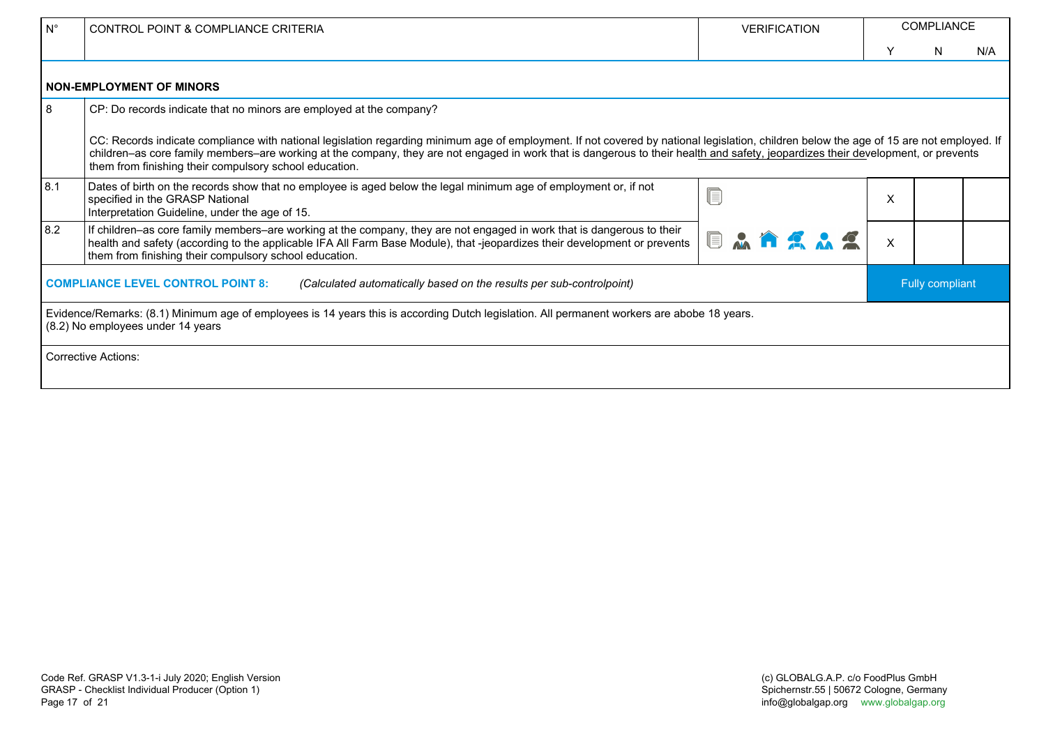| N° | CONTROL POINT & COMPLIANCE CRITERIA | VERIFICATION | COMPLIANCE | | |
|---|---|---|---|---|---|
| | | | Y | N | N/A |
| | **NON-EMPLOYMENT OF MINORS** | | | | |
| 8 | CP: Do records indicate that no minors are employed at the company?<br><br>CC: Records indicate compliance with national legislation regarding minimum age of employment. If not covered by national legislation, children below the age of 15 are not employed. If children–as core family members–are working at the company, they are not engaged in work that is dangerous to their health and safety, jeopardizes their development, or prevents them from finishing their compulsory school education. | | | | |
| 8.1 | Dates of birth on the records show that no employee is aged below the legal minimum age of employment or, if not specified in the GRASP National Interpretation Guideline, under the age of 15. | | X | | |
| 8.2 | If children–as core family members–are working at the company, they are not engaged in work that is dangerous to their health and safety (according to the applicable IFA All Farm Base Module), that -jeopardizes their development or prevents them from finishing their compulsory school education. | | X | | |
| | **COMPLIANCE LEVEL CONTROL POINT 8:** *(Calculated automatically based on the results per sub-controlpoint)* | | Fully compliant | | |
| | Evidence/Remarks: (8.1) Minimum age of employees is 14 years this is according Dutch legislation. All permanent workers are abobe 18 years.<br>(8.2) No employees under 14 years | | | | |
| | Corrective Actions: | | | | |

Code Ref. GRASP V1.3-1-i July 2020; English Version
GRASP - Checklist Individual Producer (Option 1)

(c) GLOBALG.A.P. c/o FoodPlus GmbH
Spichernstr.55 | 50672 Cologne, Germany
info@globalgap.org www.globalgap.org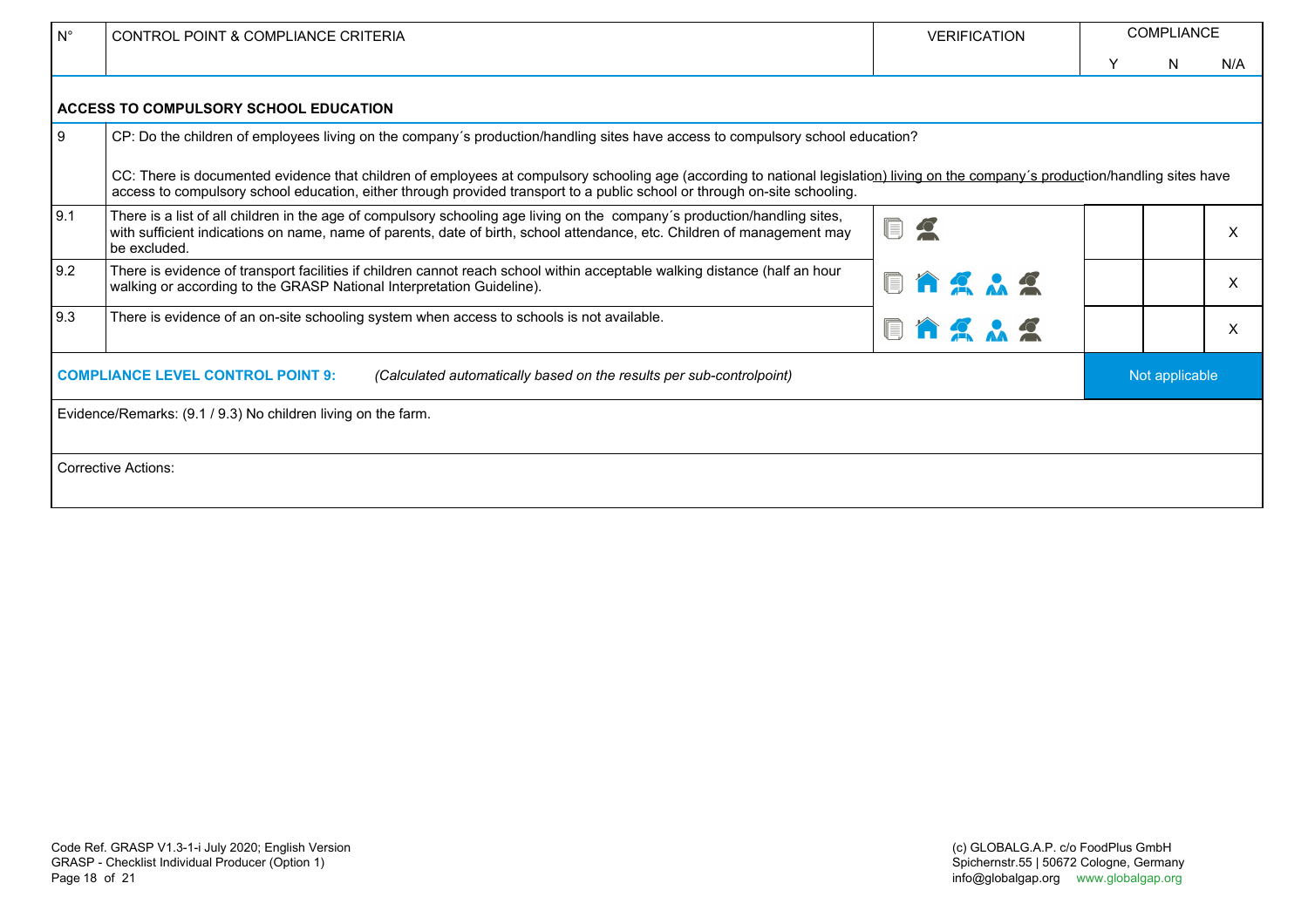| N° | CONTROL POINT & COMPLIANCE CRITERIA | VERIFICATION | COMPLIANCE Y | COMPLIANCE N | COMPLIANCE N/A |
|---|---|---|---|---|---|
| | **ACCESS TO COMPULSORY SCHOOL EDUCATION** | | | | |
| 9 | CP: Do the children of employees living on the company´s production/handling sites have access to compulsory school education?<br><br>CC: There is documented evidence that children of employees at compulsory schooling age (according to national legislation) living on the company´s production/handling sites have access to compulsory school education, either through provided transport to a public school or through on-site schooling. | | | | |
| 9.1 | There is a list of all children in the age of compulsory schooling age living on the company´s production/handling sites, with sufficient indications on name, name of parents, date of birth, school attendance, etc. Children of management may be excluded. | | | | X |
| 9.2 | There is evidence of transport facilities if children cannot reach school within acceptable walking distance (half an hour walking or according to the GRASP National Interpretation Guideline). | | | | X |
| 9.3 | There is evidence of an on-site schooling system when access to schools is not available. | | | | X |
| | **COMPLIANCE LEVEL CONTROL POINT 9:** *(Calculated automatically based on the results per sub-controlpoint)* | | Not applicable | | |

Evidence/Remarks: (9.1 / 9.3) No children living on the farm.

Corrective Actions: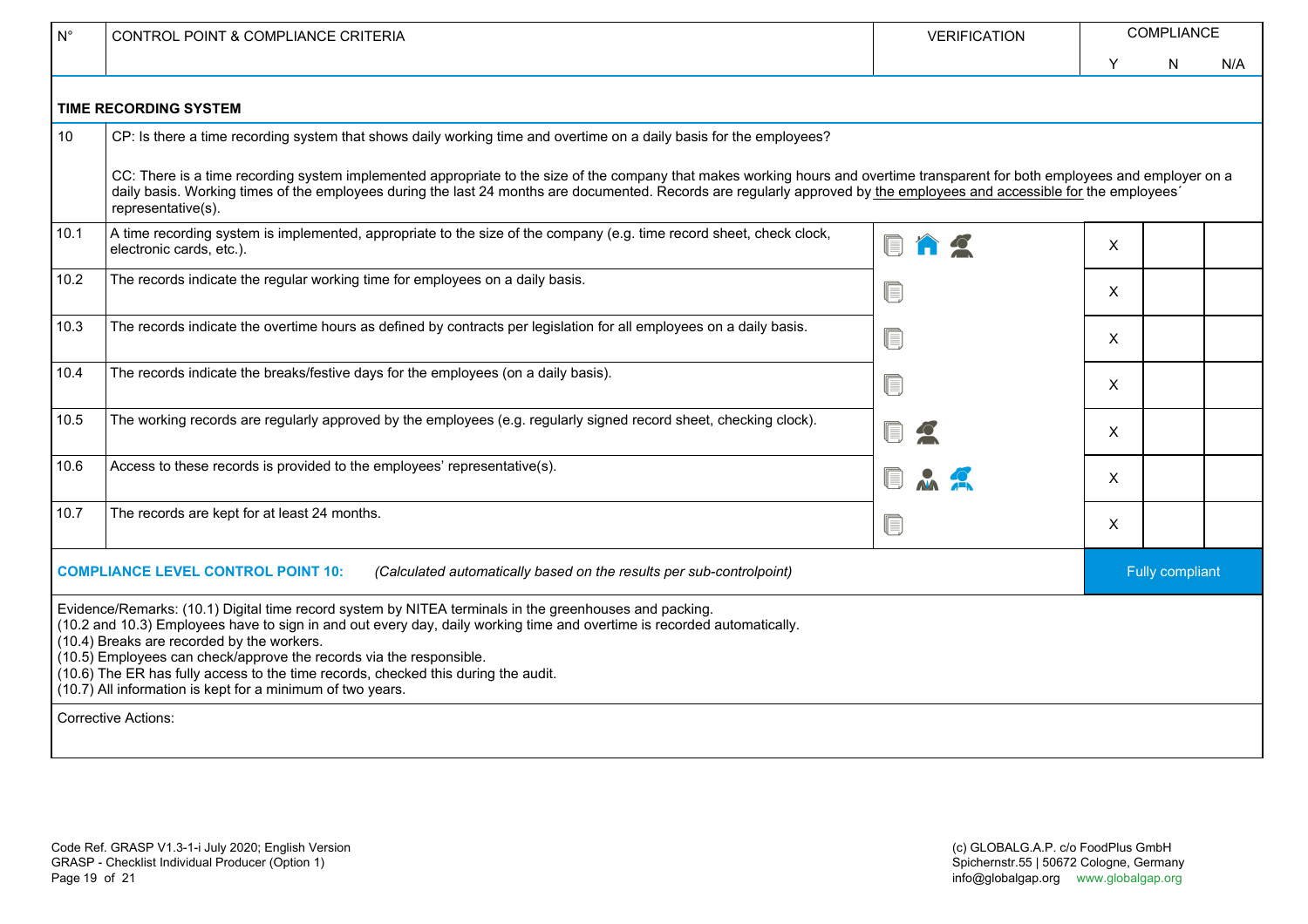| N° | CONTROL POINT & COMPLIANCE CRITERIA | VERIFICATION | COMPLIANCE | | |
|---|---|---|---|---|---|
| | | | Y | N | N/A |
| **TIME RECORDING SYSTEM** | | | | | |
| 10 | CP: Is there a time recording system that shows daily working time and overtime on a daily basis for the employees?<br><br>CC: There is a time recording system implemented appropriate to the size of the company that makes working hours and overtime transparent for both employees and employer on a daily basis. Working times of the employees during the last 24 months are documented. Records are regularly approved by the employees and accessible for the employees´ representative(s). | | | | |
| 10.1 | A time recording system is implemented, appropriate to the size of the company (e.g. time record sheet, check clock, electronic cards, etc.). | | X | | |
| 10.2 | The records indicate the regular working time for employees on a daily basis. | | X | | |
| 10.3 | The records indicate the overtime hours as defined by contracts per legislation for all employees on a daily basis. | | X | | |
| 10.4 | The records indicate the breaks/festive days for the employees (on a daily basis). | | X | | |
| 10.5 | The working records are regularly approved by the employees (e.g. regularly signed record sheet, checking clock). | | X | | |
| 10.6 | Access to these records is provided to the employees' representative(s). | | X | | |
| 10.7 | The records are kept for at least 24 months. | | X | | |
| **COMPLIANCE LEVEL CONTROL POINT 10:** | *(Calculated automatically based on the results per sub-controlpoint)* | | Fully compliant | | |

Evidence/Remarks: (10.1) Digital time record system by NITEA terminals in the greenhouses and packing.
(10.2 and 10.3) Employees have to sign in and out every day, daily working time and overtime is recorded automatically.
(10.4) Breaks are recorded by the workers.
(10.5) Employees can check/approve the records via the responsible.
(10.6) The ER has fully access to the time records, checked this during the audit.
(10.7) All information is kept for a minimum of two years.

Corrective Actions: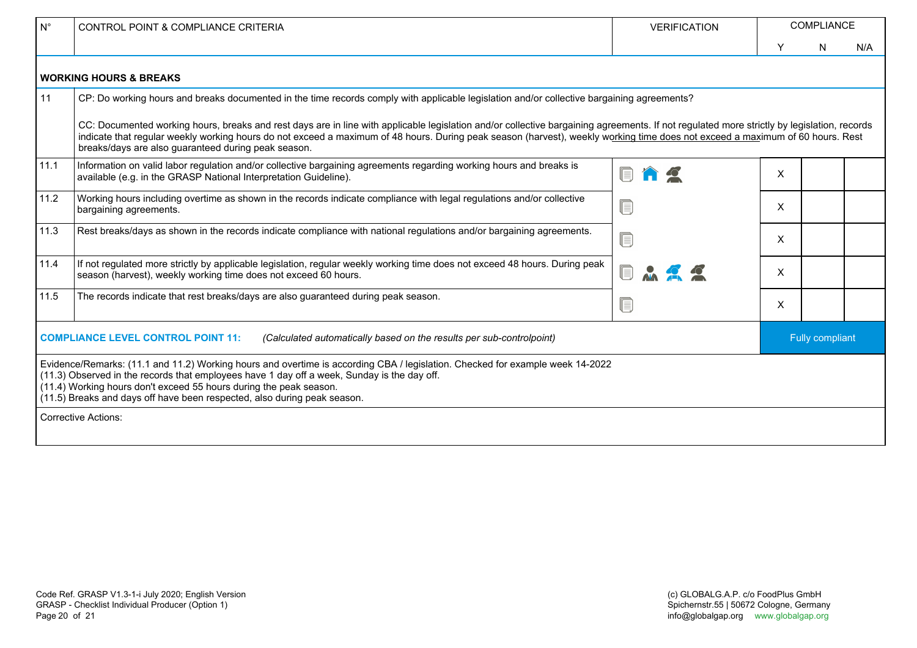| N° | CONTROL POINT & COMPLIANCE CRITERIA | VERIFICATION | COMPLIANCE | | |
|---|---|---|---|---|---|
| | | | Y | N | N/A |
| **WORKING HOURS & BREAKS** | | | | | |
| 11 | CP: Do working hours and breaks documented in the time records comply with applicable legislation and/or collective bargaining agreements?<br><br>CC: Documented working hours, breaks and rest days are in line with applicable legislation and/or collective bargaining agreements. If not regulated more strictly by legislation, records indicate that regular weekly working hours do not exceed a maximum of 48 hours. During peak season (harvest), weekly working time does not exceed a maximum of 60 hours. Rest breaks/days are also guaranteed during peak season. | | | | |
| 11.1 | Information on valid labor regulation and/or collective bargaining agreements regarding working hours and breaks is available (e.g. in the GRASP National Interpretation Guideline). | | X | | |
| 11.2 | Working hours including overtime as shown in the records indicate compliance with legal regulations and/or collective bargaining agreements. | | X | | |
| 11.3 | Rest breaks/days as shown in the records indicate compliance with national regulations and/or bargaining agreements. | | X | | |
| 11.4 | If not regulated more strictly by applicable legislation, regular weekly working time does not exceed 48 hours. During peak season (harvest), weekly working time does not exceed 60 hours. | | X | | |
| 11.5 | The records indicate that rest breaks/days are also guaranteed during peak season. | | X | | |
| **COMPLIANCE LEVEL CONTROL POINT 11:** *(Calculated automatically based on the results per sub-controlpoint)* | | | Fully compliant | | |

Evidence/Remarks: (11.1 and 11.2) Working hours and overtime is according CBA / legislation. Checked for example week 14-2022
(11.3) Observed in the records that employees have 1 day off a week, Sunday is the day off.
(11.4) Working hours don't exceed 55 hours during the peak season.
(11.5) Breaks and days off have been respected, also during peak season.

Corrective Actions: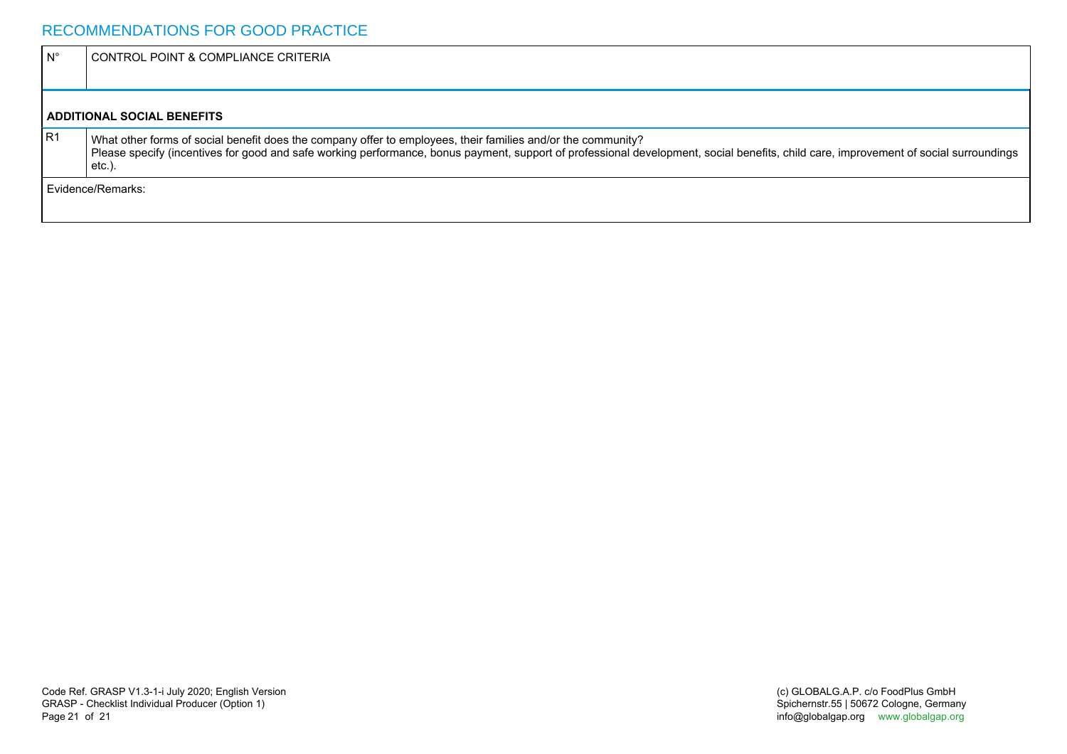# RECOMMENDATIONS FOR GOOD PRACTICE

| N° | CONTROL POINT & COMPLIANCE CRITERIA |
|---|---|
| **ADDITIONAL SOCIAL BENEFITS** | |
| R1 | What other forms of social benefit does the company offer to employees, their families and/or the community? Please specify (incentives for good and safe working performance, bonus payment, support of professional development, social benefits, child care, improvement of social surroundings etc.). |
| Evidence/Remarks: | |

Code Ref. GRASP V1.3-1-i July 2020; English Version
GRASP - Checklist Individual Producer (Option 1)

(c) GLOBALG.A.P. c/o FoodPlus GmbH
Spichernstr.55 | 50672 Cologne, Germany
info@globalgap.org www.globalgap.org